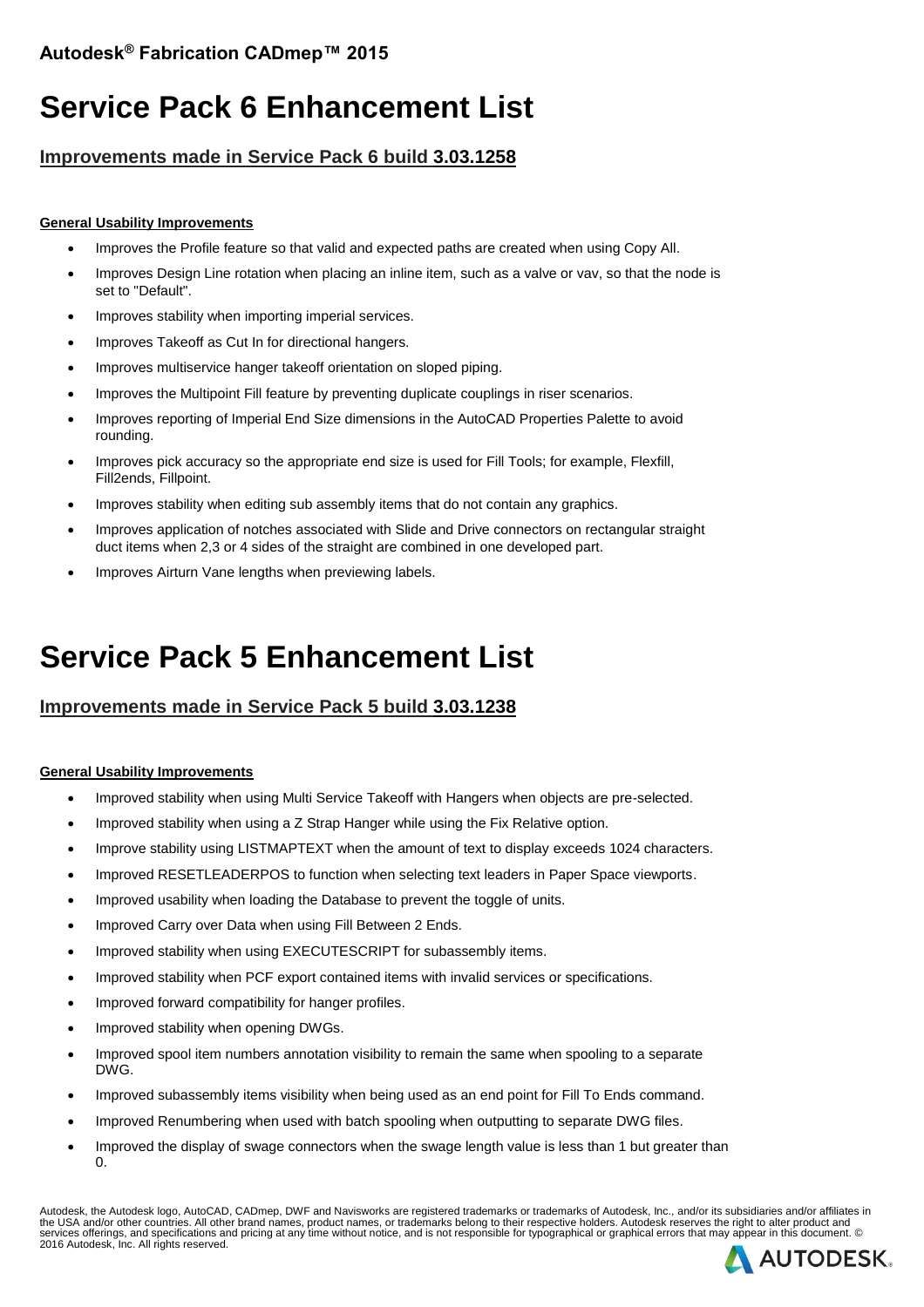**Autodesk® Fabrication CADmep™ 2015**

# Service Pack 6 Enhancement List

## Improvements made in Service Pack 6 build 3.03.1258

#### General Usability Improvements

- Improves the Profile feature so that valid and expected paths are created when using Copy All.
- Improves Design Line rotation when placing an inline item, such as a valve or vav, so that the node is set to "Default".
- Improves stability when importing imperial services.
- Improves Takeoff as Cut In for directional hangers.
- Improves multiservice hanger takeoff orientation on sloped piping.
- Improves the Multipoint Fill feature by preventing duplicate couplings in riser scenarios.
- Improves reporting of Imperial End Size dimensions in the AutoCAD Properties Palette to avoid rounding.
- Improves pick accuracy so the appropriate end size is used for Fill Tools; for example, Flexfill, Fill2ends, Fillpoint.
- Improves stability when editing sub assembly items that do not contain any graphics.
- Improves application of notches associated with Slide and Drive connectors on rectangular straight duct items when 2,3 or 4 sides of the straight are combined in one developed part.
- Improves Airturn Vane lengths when previewing labels.

# Service Pack 5 Enhancement List

## Improvements made in Service Pack 5 build 3.03.1238

#### General Usability Improvements

- Improved stability when using Multi Service Takeoff with Hangers when objects are pre-selected.
- Improved stability when using a Z Strap Hanger while using the Fix Relative option.
- Improve stability using LISTMAPTEXT when the amount of text to display exceeds 1024 characters.
- Improved RESETLEADERPOS to function when selecting text leaders in Paper Space viewports.
- Improved usability when loading the Database to prevent the toggle of units.
- Improved Carry over Data when using Fill Between 2 Ends.
- Improved stability when using EXECUTESCRIPT for subassembly items.
- Improved stability when PCF export contained items with invalid services or specifications.
- Improved forward compatibility for hanger profiles.
- Improved stability when opening DWGs.
- Improved spool item numbers annotation visibility to remain the same when spooling to a separate DWG.
- Improved subassembly items visibility when being used as an end point for Fill To Ends command.
- Improved Renumbering when used with batch spooling when outputting to separate DWG files.
- Improved the display of swage connectors when the swage length value is less than 1 but greater than 0.

Autodesk, the Autodesk logo, AutoCAD, CADmep, DWF and Navisworks are registered trademarks or trademarks of Autodesk, Inc., and/or its subsidiaries and/or affiliates in the USA and/or other countries. All other brand names, product names, or trademarks belong to their respective holders. Autodesk reserves the right to alter product and services offerings, and specifications and pricing at any time without notice, and is not responsible for typographical or graphical errors that may appear in this document. © 2016 Autodesk, Inc. All rights reserved.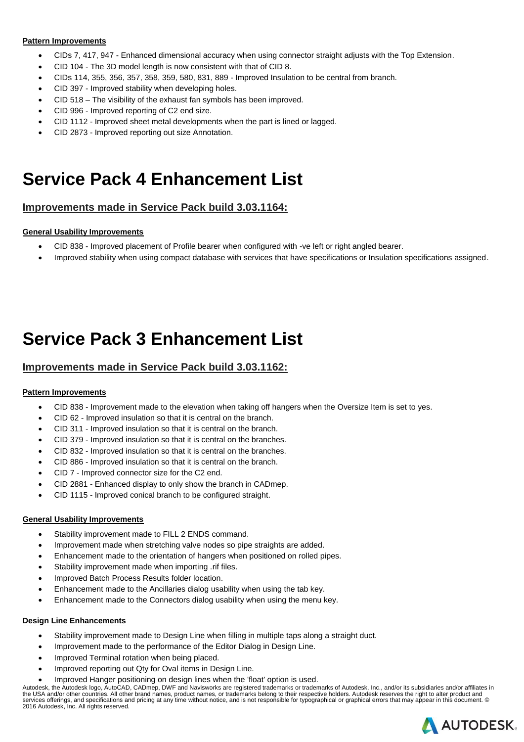#### Pattern Improvements

- CIDs 7, 417, 947 - Enhanced dimensional accuracy when using connector straight adjusts with the Top Extension.
- CID 104 - The 3D model length is now consistent with that of CID 8.
- CIDs 114, 355, 356, 357, 358, 359, 580, 831, 889 - Improved Insulation to be central from branch.
- CID 397 - Improved stability when developing holes.
- CID 518 – The visibility of the exhaust fan symbols has been improved.
- CID 996 - Improved reporting of C2 end size.
- CID 1112 - Improved sheet metal developments when the part is lined or lagged.
- CID 2873 - Improved reporting out size Annotation.

# Service Pack 4 Enhancement List

## Improvements made in Service Pack build 3.03.1164:

#### General Usability Improvements

- CID 838 - Improved placement of Profile bearer when configured with -ve left or right angled bearer.
- Improved stability when using compact database with services that have specifications or Insulation specifications assigned.

# Service Pack 3 Enhancement List

## Improvements made in Service Pack build 3.03.1162:

#### Pattern Improvements

- CID 838 - Improvement made to the elevation when taking off hangers when the Oversize Item is set to yes.
- CID 62 - Improved insulation so that it is central on the branch.
- CID 311 - Improved insulation so that it is central on the branch.
- CID 379 - Improved insulation so that it is central on the branches.
- CID 832 - Improved insulation so that it is central on the branches.
- CID 886 - Improved insulation so that it is central on the branch.
- CID 7 - Improved connector size for the C2 end.
- CID 2881 - Enhanced display to only show the branch in CADmep.
- CID 1115 - Improved conical branch to be configured straight.

#### General Usability Improvements

- Stability improvement made to FILL 2 ENDS command.
- Improvement made when stretching valve nodes so pipe straights are added.
- Enhancement made to the orientation of hangers when positioned on rolled pipes.
- Stability improvement made when importing .rif files.
- Improved Batch Process Results folder location.
- Enhancement made to the Ancillaries dialog usability when using the tab key.
- Enhancement made to the Connectors dialog usability when using the menu key.

#### Design Line Enhancements

- Stability improvement made to Design Line when filling in multiple taps along a straight duct.
- Improvement made to the performance of the Editor Dialog in Design Line.
- Improved Terminal rotation when being placed.
- Improved reporting out Qty for Oval items in Design Line.
- Improved Hanger positioning on design lines when the 'float' option is used.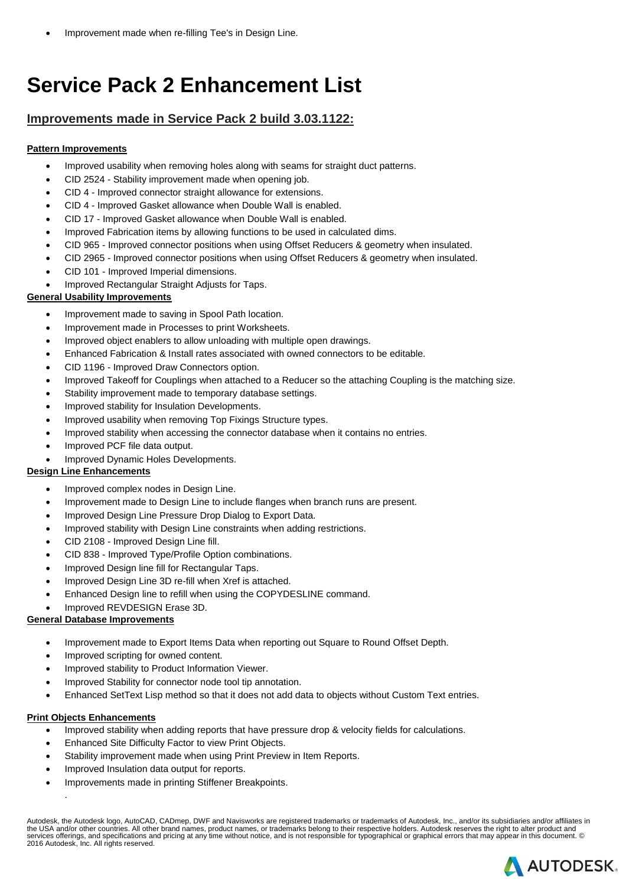- Improvement made when re-filling Tee's in Design Line.

# Service Pack 2 Enhancement List

## Improvements made in Service Pack 2 build 3.03.1122:

**Pattern Improvements**

- Improved usability when removing holes along with seams for straight duct patterns.
- CID 2524 - Stability improvement made when opening job.
- CID 4 - Improved connector straight allowance for extensions.
- CID 4 - Improved Gasket allowance when Double Wall is enabled.
- CID 17 - Improved Gasket allowance when Double Wall is enabled.
- Improved Fabrication items by allowing functions to be used in calculated dims.
- CID 965 - Improved connector positions when using Offset Reducers & geometry when insulated.
- CID 2965 - Improved connector positions when using Offset Reducers & geometry when insulated.
- CID 101 - Improved Imperial dimensions.
- Improved Rectangular Straight Adjusts for Taps.

**General Usability Improvements**

- Improvement made to saving in Spool Path location.
- Improvement made in Processes to print Worksheets.
- Improved object enablers to allow unloading with multiple open drawings.
- Enhanced Fabrication & Install rates associated with owned connectors to be editable.
- CID 1196 - Improved Draw Connectors option.
- Improved Takeoff for Couplings when attached to a Reducer so the attaching Coupling is the matching size.
- Stability improvement made to temporary database settings.
- Improved stability for Insulation Developments.
- Improved usability when removing Top Fixings Structure types.
- Improved stability when accessing the connector database when it contains no entries.
- Improved PCF file data output.
- Improved Dynamic Holes Developments.

**Design Line Enhancements**

- Improved complex nodes in Design Line.
- Improvement made to Design Line to include flanges when branch runs are present.
- Improved Design Line Pressure Drop Dialog to Export Data.
- Improved stability with Design Line constraints when adding restrictions.
- CID 2108 - Improved Design Line fill.
- CID 838 - Improved Type/Profile Option combinations.
- Improved Design line fill for Rectangular Taps.
- Improved Design Line 3D re-fill when Xref is attached.
- Enhanced Design line to refill when using the COPYDESLINE command.
- Improved REVDESIGN Erase 3D.

**General Database Improvements**

- Improvement made to Export Items Data when reporting out Square to Round Offset Depth.
- Improved scripting for owned content.
- Improved stability to Product Information Viewer.
- Improved Stability for connector node tool tip annotation.
- Enhanced SetText Lisp method so that it does not add data to objects without Custom Text entries.

**Print Objects Enhancements**

- Improved stability when adding reports that have pressure drop & velocity fields for calculations.
- Enhanced Site Difficulty Factor to view Print Objects.
- Stability improvement made when using Print Preview in Item Reports.
- Improved Insulation data output for reports.
- Improvements made in printing Stiffener Breakpoints.

Autodesk, the Autodesk logo, AutoCAD, CADmep, DWF and Navisworks are registered trademarks or trademarks of Autodesk, Inc., and/or its subsidiaries and/or affiliates in the USA and/or other countries. All other brand names, product names, or trademarks belong to their respective holders. Autodesk reserves the right to alter product and services offerings, and specifications and pricing at any time without notice, and is not responsible for typographical or graphical errors that may appear in this document. © 2016 Autodesk, Inc. All rights reserved.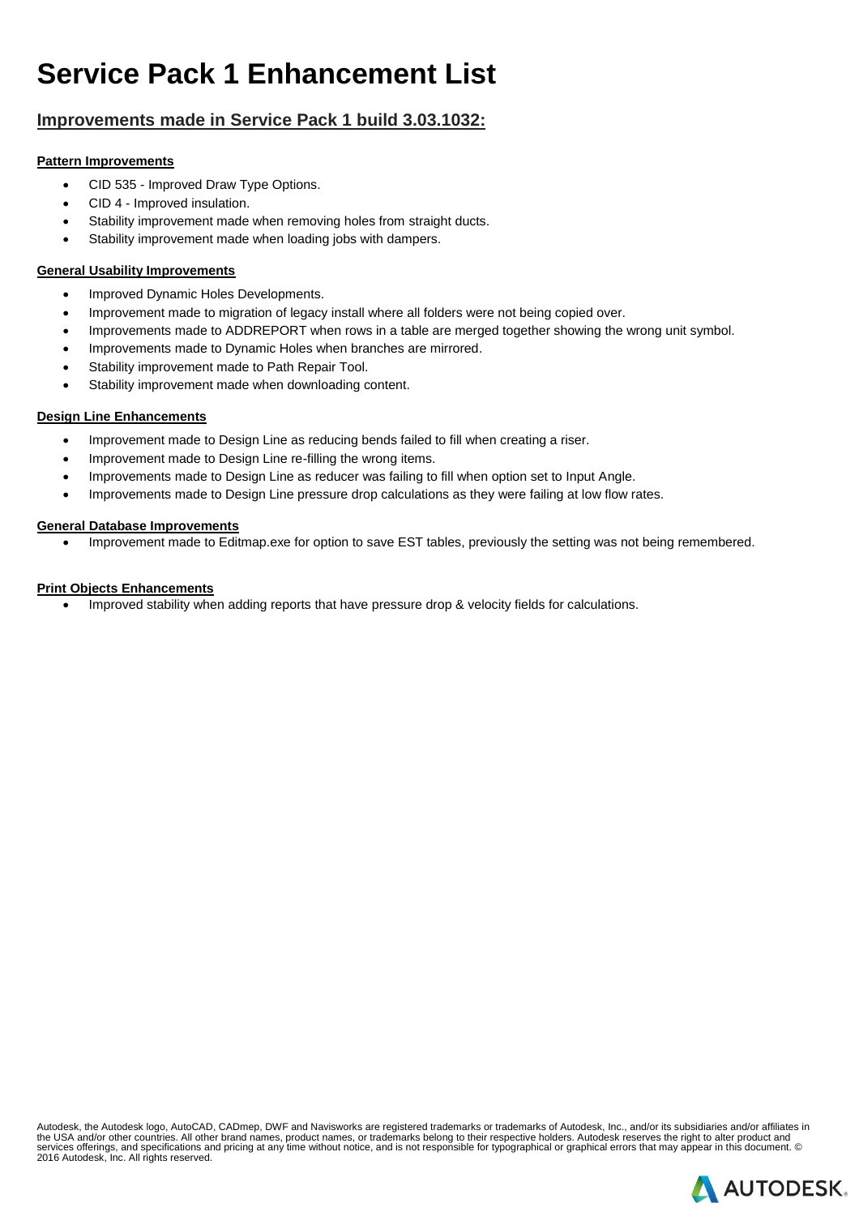# Service Pack 1 Enhancement List

## Improvements made in Service Pack 1 build 3.03.1032:

**Pattern Improvements**

- CID 535 - Improved Draw Type Options.
- CID 4 - Improved insulation.
- Stability improvement made when removing holes from straight ducts.
- Stability improvement made when loading jobs with dampers.

**General Usability Improvements**

- Improved Dynamic Holes Developments.
- Improvement made to migration of legacy install where all folders were not being copied over.
- Improvements made to ADDREPORT when rows in a table are merged together showing the wrong unit symbol.
- Improvements made to Dynamic Holes when branches are mirrored.
- Stability improvement made to Path Repair Tool.
- Stability improvement made when downloading content.

**Design Line Enhancements**

- Improvement made to Design Line as reducing bends failed to fill when creating a riser.
- Improvement made to Design Line re-filling the wrong items.
- Improvements made to Design Line as reducer was failing to fill when option set to Input Angle.
- Improvements made to Design Line pressure drop calculations as they were failing at low flow rates.

**General Database Improvements**

- Improvement made to Editmap.exe for option to save EST tables, previously the setting was not being remembered.

**Print Objects Enhancements**

- Improved stability when adding reports that have pressure drop & velocity fields for calculations.

Autodesk, the Autodesk logo, AutoCAD, CADmep, DWF and Navisworks are registered trademarks or trademarks of Autodesk, Inc., and/or its subsidiaries and/or affiliates in the USA and/or other countries. All other brand names, product names, or trademarks belong to their respective holders. Autodesk reserves the right to alter product and services offerings, and specifications and pricing at any time without notice, and is not responsible for typographical or graphical errors that may appear in this document. © 2016 Autodesk, Inc. All rights reserved.

AUTODESK.